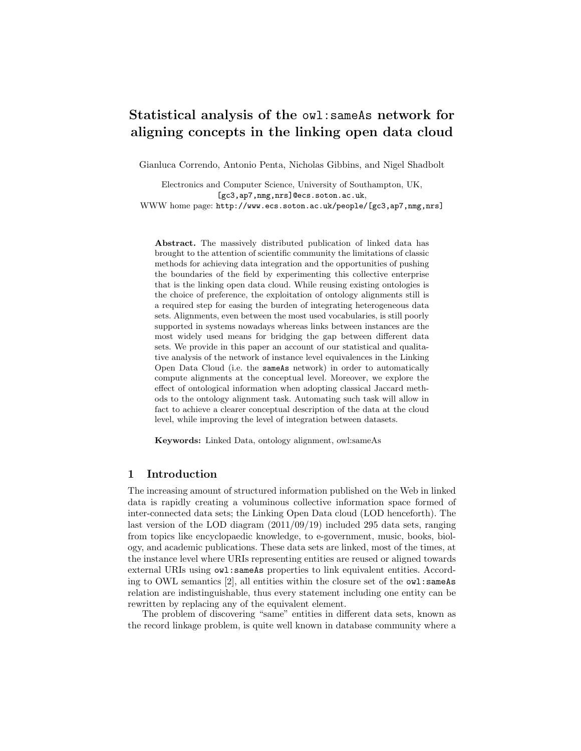# Statistical analysis of the `owl:sameAs` network for aligning concepts in the linking open data cloud

Gianluca Correndo, Antonio Penta, Nicholas Gibbins, and Nigel Shadbolt

Electronics and Computer Science, University of Southampton, UK,
`[gc3,ap7,nmg,nrs]@ecs.soton.ac.uk`,
WWW home page: `http://www.ecs.soton.ac.uk/people/[gc3,ap7,nmg,nrs]`

**Abstract.** The massively distributed publication of linked data has brought to the attention of scientific community the limitations of classic methods for achieving data integration and the opportunities of pushing the boundaries of the field by experimenting this collective enterprise that is the linking open data cloud. While reusing existing ontologies is the choice of preference, the exploitation of ontology alignments still is a required step for easing the burden of integrating heterogeneous data sets. Alignments, even between the most used vocabularies, is still poorly supported in systems nowadays whereas links between instances are the most widely used means for bridging the gap between different data sets. We provide in this paper an account of our statistical and qualitative analysis of the network of instance level equivalences in the Linking Open Data Cloud (i.e. the `sameAs` network) in order to automatically compute alignments at the conceptual level. Moreover, we explore the effect of ontological information when adopting classical Jaccard methods to the ontology alignment task. Automating such task will allow in fact to achieve a clearer conceptual description of the data at the cloud level, while improving the level of integration between datasets.

**Keywords:** Linked Data, ontology alignment, owl:sameAs

## 1 Introduction

The increasing amount of structured information published on the Web in linked data is rapidly creating a voluminous collective information space formed of inter-connected data sets; the Linking Open Data cloud (LOD henceforth). The last version of the LOD diagram (2011/09/19) included 295 data sets, ranging from topics like encyclopaedic knowledge, to e-government, music, books, biology, and academic publications. These data sets are linked, most of the times, at the instance level where URIs representing entities are reused or aligned towards external URIs using `owl:sameAs` properties to link equivalent entities. According to OWL semantics [2], all entities within the closure set of the `owl:sameAs` relation are indistinguishable, thus every statement including one entity can be rewritten by replacing any of the equivalent element.

The problem of discovering "same" entities in different data sets, known as the record linkage problem, is quite well known in database community where a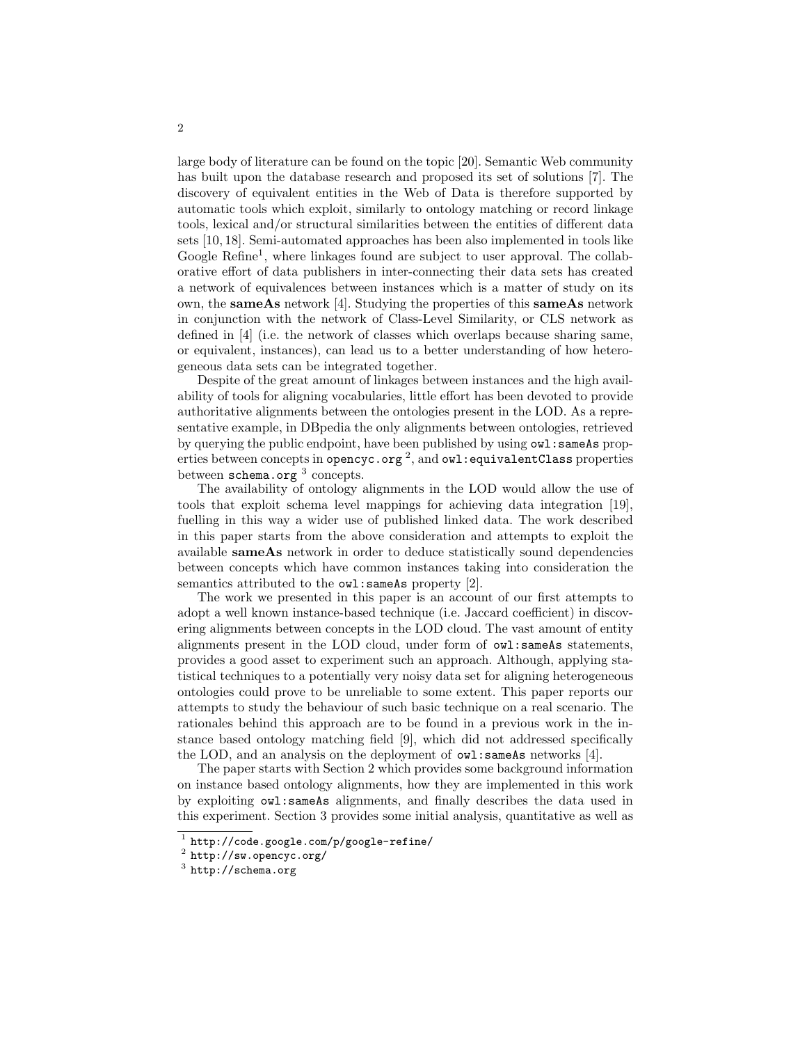large body of literature can be found on the topic [20]. Semantic Web community has built upon the database research and proposed its set of solutions [7]. The discovery of equivalent entities in the Web of Data is therefore supported by automatic tools which exploit, similarly to ontology matching or record linkage tools, lexical and/or structural similarities between the entities of different data sets [10, 18]. Semi-automated approaches has been also implemented in tools like Google Refine[1], where linkages found are subject to user approval. The collaborative effort of data publishers in inter-connecting their data sets has created a network of equivalences between instances which is a matter of study on its own, the **sameAs** network [4]. Studying the properties of this **sameAs** network in conjunction with the network of Class-Level Similarity, or CLS network as defined in [4] (i.e. the network of classes which overlaps because sharing same, or equivalent, instances), can lead us to a better understanding of how heterogeneous data sets can be integrated together.

Despite of the great amount of linkages between instances and the high availability of tools for aligning vocabularies, little effort has been devoted to provide authoritative alignments between the ontologies present in the LOD. As a representative example, in DBpedia the only alignments between ontologies, retrieved by querying the public endpoint, have been published by using `owl:sameAs` properties between concepts in `opencyc.org` [2], and `owl:equivalentClass` properties between `schema.org` [3] concepts.

The availability of ontology alignments in the LOD would allow the use of tools that exploit schema level mappings for achieving data integration [19], fuelling in this way a wider use of published linked data. The work described in this paper starts from the above consideration and attempts to exploit the available **sameAs** network in order to deduce statistically sound dependencies between concepts which have common instances taking into consideration the semantics attributed to the `owl:sameAs` property [2].

The work we presented in this paper is an account of our first attempts to adopt a well known instance-based technique (i.e. Jaccard coefficient) in discovering alignments between concepts in the LOD cloud. The vast amount of entity alignments present in the LOD cloud, under form of `owl:sameAs` statements, provides a good asset to experiment such an approach. Although, applying statistical techniques to a potentially very noisy data set for aligning heterogeneous ontologies could prove to be unreliable to some extent. This paper reports our attempts to study the behaviour of such basic technique on a real scenario. The rationales behind this approach are to be found in a previous work in the instance based ontology matching field [9], which did not addressed specifically the LOD, and an analysis on the deployment of `owl:sameAs` networks [4].

The paper starts with Section 2 which provides some background information on instance based ontology alignments, how they are implemented in this work by exploiting `owl:sameAs` alignments, and finally describes the data used in this experiment. Section 3 provides some initial analysis, quantitative as well as

[1] http://code.google.com/p/google-refine/

[2] http://sw.opencyc.org/

[3] http://schema.org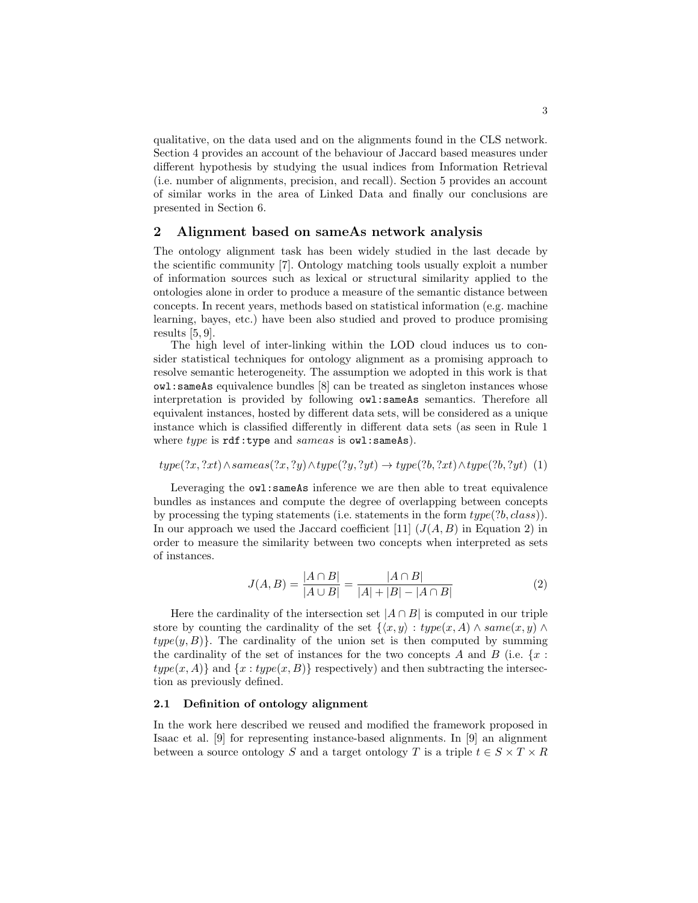qualitative, on the data used and on the alignments found in the CLS network. Section 4 provides an account of the behaviour of Jaccard based measures under different hypothesis by studying the usual indices from Information Retrieval (i.e. number of alignments, precision, and recall). Section 5 provides an account of similar works in the area of Linked Data and finally our conclusions are presented in Section 6.

## 2 Alignment based on sameAs network analysis

The ontology alignment task has been widely studied in the last decade by the scientific community [7]. Ontology matching tools usually exploit a number of information sources such as lexical or structural similarity applied to the ontologies alone in order to produce a measure of the semantic distance between concepts. In recent years, methods based on statistical information (e.g. machine learning, bayes, etc.) have been also studied and proved to produce promising results [5, 9].

The high level of inter-linking within the LOD cloud induces us to consider statistical techniques for ontology alignment as a promising approach to resolve semantic heterogeneity. The assumption we adopted in this work is that `owl:sameAs` equivalence bundles [8] can be treated as singleton instances whose interpretation is provided by following `owl:sameAs` semantics. Therefore all equivalent instances, hosted by different data sets, will be considered as a unique instance which is classified differently in different data sets (as seen in Rule 1 where *type* is `rdf:type` and *sameas* is `owl:sameAs`).

$$type(?x, ?xt) \wedge sameas(?x, ?y) \wedge type(?y, ?yt) \rightarrow type(?b, ?xt) \wedge type(?b, ?yt) \quad (1)$$

Leveraging the `owl:sameAs` inference we are then able to treat equivalence bundles as instances and compute the degree of overlapping between concepts by processing the typing statements (i.e. statements in the form $type(?b, class)$). In our approach we used the Jaccard coefficient [11] ($J(A, B)$ in Equation 2) in order to measure the similarity between two concepts when interpreted as sets of instances.

$$J(A, B) = \frac{|A \cap B|}{|A \cup B|} = \frac{|A \cap B|}{|A| + |B| - |A \cap B|} \quad (2)$$

Here the cardinality of the intersection set $|A \cap B|$ is computed in our triple store by counting the cardinality of the set $\{\langle x, y \rangle : type(x, A) \wedge same(x, y) \wedge type(y, B)\}$. The cardinality of the union set is then computed by summing the cardinality of the set of instances for the two concepts $A$ and $B$ (i.e. $\{x : type(x, A)\}$ and $\{x : type(x, B)\}$ respectively) and then subtracting the intersection as previously defined.

### 2.1 Definition of ontology alignment

In the work here described we reused and modified the framework proposed in Isaac et al. [9] for representing instance-based alignments. In [9] an alignment between a source ontology $S$ and a target ontology $T$ is a triple $t \in S \times T \times R$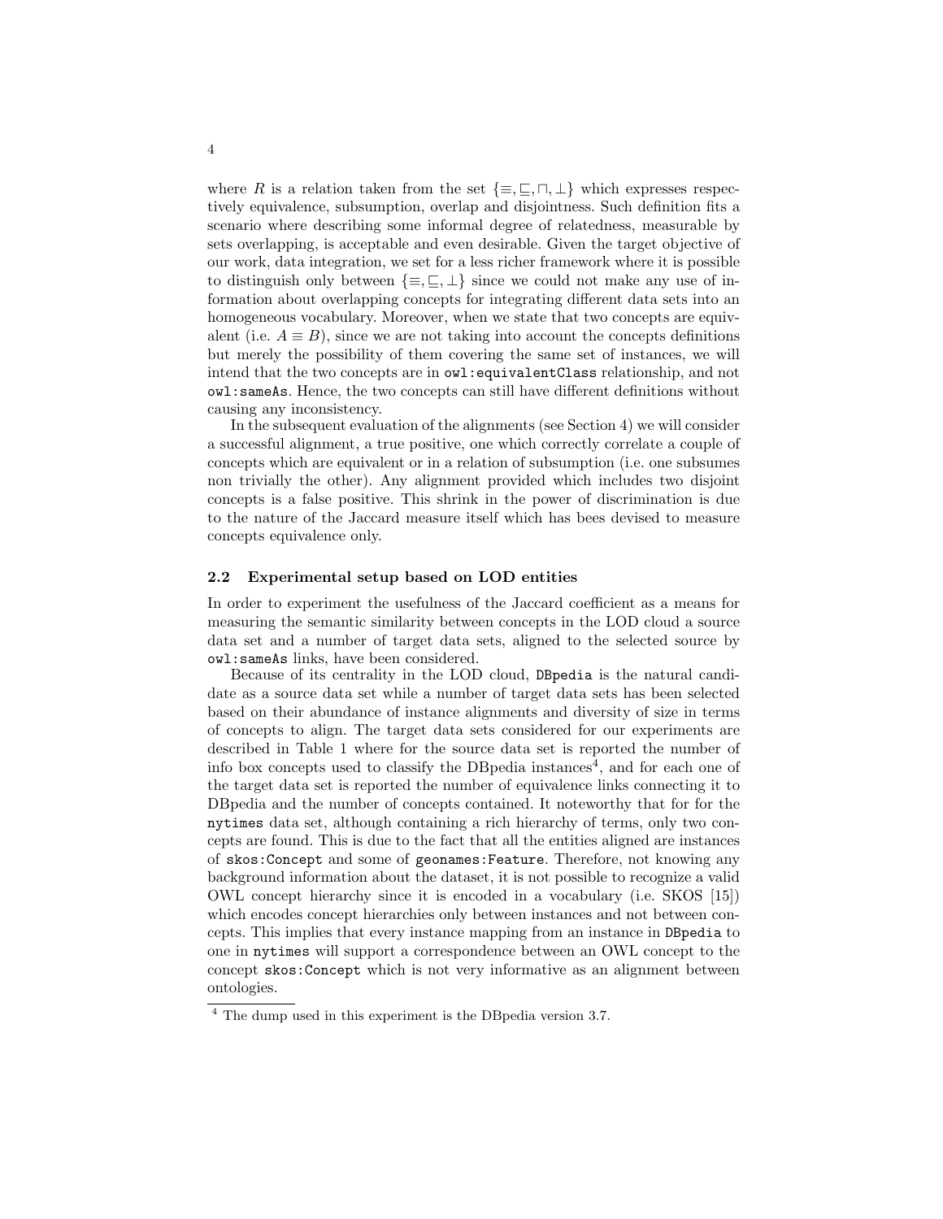where $R$ is a relation taken from the set $\{\equiv, \sqsubseteq, \sqcap, \perp\}$ which expresses respectively equivalence, subsumption, overlap and disjointness. Such definition fits a scenario where describing some informal degree of relatedness, measurable by sets overlapping, is acceptable and even desirable. Given the target objective of our work, data integration, we set for a less richer framework where it is possible to distinguish only between $\{\equiv, \sqsubseteq, \perp\}$ since we could not make any use of information about overlapping concepts for integrating different data sets into an homogeneous vocabulary. Moreover, when we state that two concepts are equivalent (i.e. $A \equiv B$), since we are not taking into account the concepts definitions but merely the possibility of them covering the same set of instances, we will intend that the two concepts are in `owl:equivalentClass` relationship, and not `owl:sameAs`. Hence, the two concepts can still have different definitions without causing any inconsistency.

In the subsequent evaluation of the alignments (see Section 4) we will consider a successful alignment, a true positive, one which correctly correlate a couple of concepts which are equivalent or in a relation of subsumption (i.e. one subsumes non trivially the other). Any alignment provided which includes two disjoint concepts is a false positive. This shrink in the power of discrimination is due to the nature of the Jaccard measure itself which has bees devised to measure concepts equivalence only.

### 2.2 Experimental setup based on LOD entities

In order to experiment the usefulness of the Jaccard coefficient as a means for measuring the semantic similarity between concepts in the LOD cloud a source data set and a number of target data sets, aligned to the selected source by `owl:sameAs` links, have been considered.

Because of its centrality in the LOD cloud, `DBpedia` is the natural candidate as a source data set while a number of target data sets has been selected based on their abundance of instance alignments and diversity of size in terms of concepts to align. The target data sets considered for our experiments are described in Table 1 where for the source data set is reported the number of info box concepts used to classify the DBpedia instances[4], and for each one of the target data set is reported the number of equivalence links connecting it to DBpedia and the number of concepts contained. It noteworthy that for for the `nytimes` data set, although containing a rich hierarchy of terms, only two concepts are found. This is due to the fact that all the entities aligned are instances of `skos:Concept` and some of `geonames:Feature`. Therefore, not knowing any background information about the dataset, it is not possible to recognize a valid OWL concept hierarchy since it is encoded in a vocabulary (i.e. SKOS [15]) which encodes concept hierarchies only between instances and not between concepts. This implies that every instance mapping from an instance in `DBpedia` to one in `nytimes` will support a correspondence between an OWL concept to the concept `skos:Concept` which is not very informative as an alignment between ontologies.

[4] The dump used in this experiment is the DBpedia version 3.7.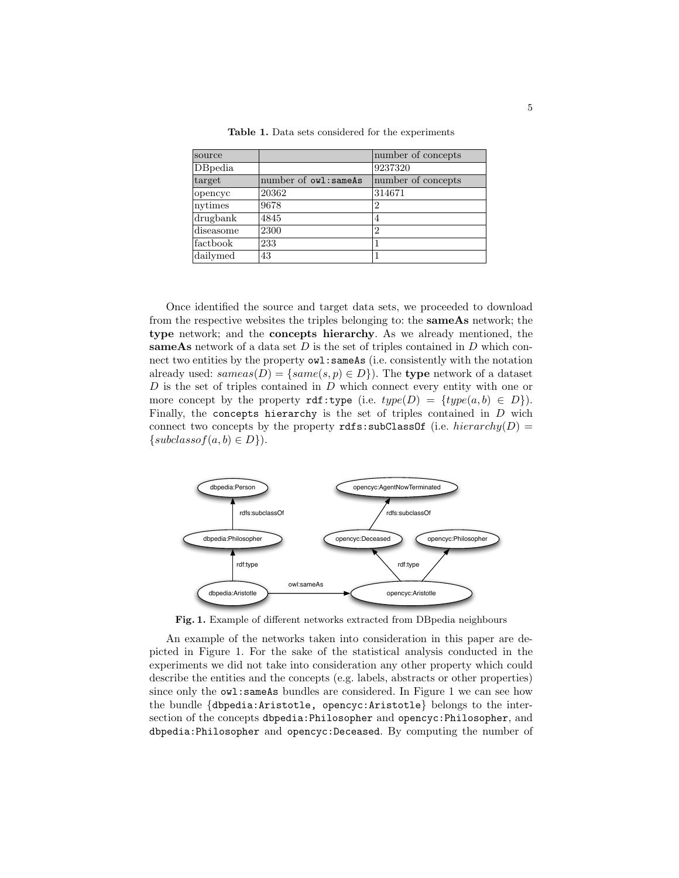**Table 1.** Data sets considered for the experiments

| source | | number of concepts |
|---|---|---|
| DBpedia | | 9237320 |
| target | number of `owl:sameAs` | number of concepts |
| opencyc | 20362 | 314671 |
| nytimes | 9678 | 2 |
| drugbank | 4845 | 4 |
| diseasome | 2300 | 2 |
| factbook | 233 | 1 |
| dailymed | 43 | 1 |

Once identified the source and target data sets, we proceeded to download from the respective websites the triples belonging to: the **sameAs** network; the **type** network; and the **concepts hierarchy**. As we already mentioned, the **sameAs** network of a data set $D$ is the set of triples contained in $D$ which connect two entities by the property `owl:sameAs` (i.e. consistently with the notation already used: $sameas(D) = \{same(s, p) \in D\}$). The **type** network of a dataset $D$ is the set of triples contained in $D$ which connect every entity with one or more concept by the property `rdf:type` (i.e. $type(D) = \{type(a, b) \in D\}$). Finally, the `concepts hierarchy` is the set of triples contained in $D$ wich connect two concepts by the property `rdfs:subClassOf` (i.e. $hierarchy(D) = \{subclassof(a, b) \in D\}$).

**Fig. 1.** Example of different networks extracted from DBpedia neighbours

An example of the networks taken into consideration in this paper are depicted in Figure 1. For the sake of the statistical analysis conducted in the experiments we did not take into consideration any other property which could describe the entities and the concepts (e.g. labels, abstracts or other properties) since only the `owl:sameAs` bundles are considered. In Figure 1 we can see how the bundle {`dbpedia:Aristotle, opencyc:Aristotle`} belongs to the intersection of the concepts `dbpedia:Philosopher` and `opencyc:Philosopher`, and `dbpedia:Philosopher` and `opencyc:Deceased`. By computing the number of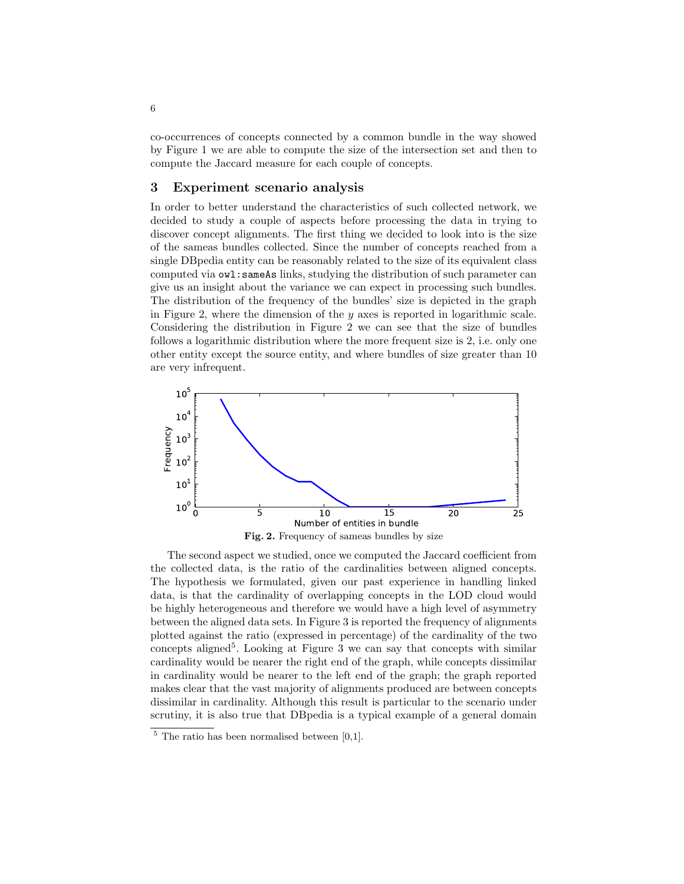co-occurrences of concepts connected by a common bundle in the way showed by Figure 1 we are able to compute the size of the intersection set and then to compute the Jaccard measure for each couple of concepts.

## 3 Experiment scenario analysis

In order to better understand the characteristics of such collected network, we decided to study a couple of aspects before processing the data in trying to discover concept alignments. The first thing we decided to look into is the size of the sameas bundles collected. Since the number of concepts reached from a single DBpedia entity can be reasonably related to the size of its equivalent class computed via `owl:sameAs` links, studying the distribution of such parameter can give us an insight about the variance we can expect in processing such bundles. The distribution of the frequency of the bundles' size is depicted in the graph in Figure 2, where the dimension of the $y$ axes is reported in logarithmic scale. Considering the distribution in Figure 2 we can see that the size of bundles follows a logarithmic distribution where the more frequent size is 2, i.e. only one other entity except the source entity, and where bundles of size greater than 10 are very infrequent.

**Fig. 2.** Frequency of sameas bundles by size

The second aspect we studied, once we computed the Jaccard coefficient from the collected data, is the ratio of the cardinalities between aligned concepts. The hypothesis we formulated, given our past experience in handling linked data, is that the cardinality of overlapping concepts in the LOD cloud would be highly heterogeneous and therefore we would have a high level of asymmetry between the aligned data sets. In Figure 3 is reported the frequency of alignments plotted against the ratio (expressed in percentage) of the cardinality of the two concepts aligned[5]. Looking at Figure 3 we can say that concepts with similar cardinality would be nearer the right end of the graph, while concepts dissimilar in cardinality would be nearer to the left end of the graph; the graph reported makes clear that the vast majority of alignments produced are between concepts dissimilar in cardinality. Although this result is particular to the scenario under scrutiny, it is also true that DBpedia is a typical example of a general domain

[5] The ratio has been normalised between [0,1].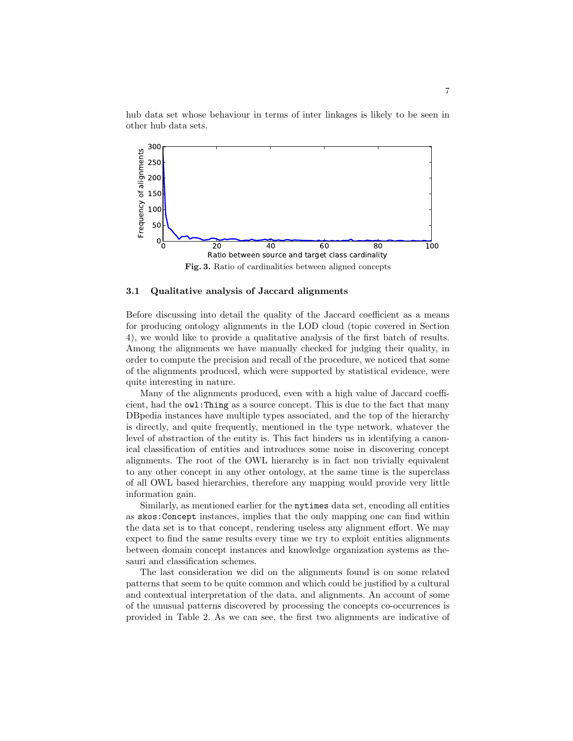hub data set whose behaviour in terms of inter linkages is likely to be seen in other hub data sets.

**Fig. 3.** Ratio of cardinalities between aligned concepts

### 3.1 Qualitative analysis of Jaccard alignments

Before discussing into detail the quality of the Jaccard coefficient as a means for producing ontology alignments in the LOD cloud (topic covered in Section 4), we would like to provide a qualitative analysis of the first batch of results. Among the alignments we have manually checked for judging their quality, in order to compute the precision and recall of the procedure, we noticed that some of the alignments produced, which were supported by statistical evidence, were quite interesting in nature.

Many of the alignments produced, even with a high value of Jaccard coefficient, had the `owl:Thing` as a source concept. This is due to the fact that many DBpedia instances have multiple types associated, and the top of the hierarchy is directly, and quite frequently, mentioned in the type network, whatever the level of abstraction of the entity is. This fact hinders us in identifying a canonical classification of entities and introduces some noise in discovering concept alignments. The root of the OWL hierarchy is in fact non trivially equivalent to any other concept in any other ontology, at the same time is the superclass of all OWL based hierarchies, therefore any mapping would provide very little information gain.

Similarly, as mentioned earlier for the `nytimes` data set, encoding all entities as `skos:Concept` instances, implies that the only mapping one can find within the data set is to that concept, rendering useless any alignment effort. We may expect to find the same results every time we try to exploit entities alignments between domain concept instances and knowledge organization systems as thesauri and classification schemes.

The last consideration we did on the alignments found is on some related patterns that seem to be quite common and which could be justified by a cultural and contextual interpretation of the data, and alignments. An account of some of the unusual patterns discovered by processing the concepts co-occurrences is provided in Table 2. As we can see, the first two alignments are indicative of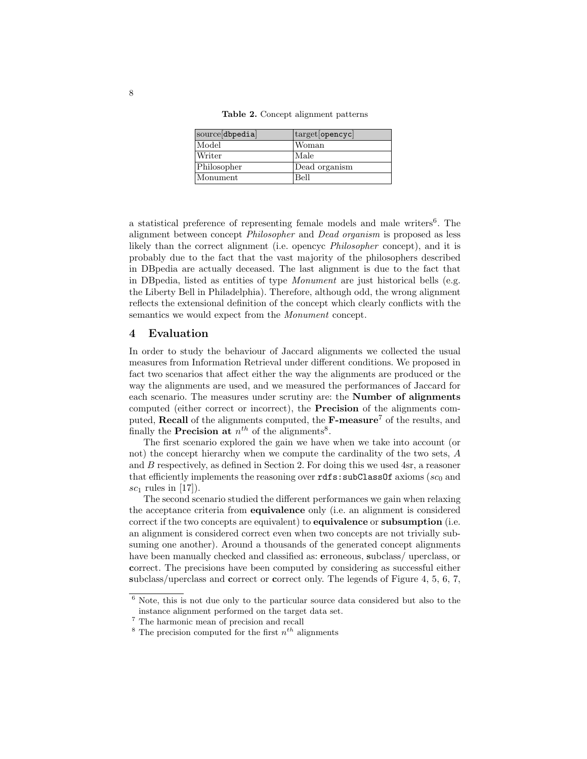**Table 2.** Concept alignment patterns

| source[`dbpedia`] | target[`opencyc`] |
| --- | --- |
| Model | Woman |
| Writer | Male |
| Philosopher | Dead organism |
| Monument | Bell |

a statistical preference of representing female models and male writers[6]. The alignment between concept *Philosopher* and *Dead organism* is proposed as less likely than the correct alignment (i.e. opencyc *Philosopher* concept), and it is probably due to the fact that the vast majority of the philosophers described in DBpedia are actually deceased. The last alignment is due to the fact that in DBpedia, listed as entities of type *Monument* are just historical bells (e.g. the Liberty Bell in Philadelphia). Therefore, although odd, the wrong alignment reflects the extensional definition of the concept which clearly conflicts with the semantics we would expect from the *Monument* concept.

## 4 Evaluation

In order to study the behaviour of Jaccard alignments we collected the usual measures from Information Retrieval under different conditions. We proposed in fact two scenarios that affect either the way the alignments are produced or the way the alignments are used, and we measured the performances of Jaccard for each scenario. The measures under scrutiny are: the **Number of alignments** computed (either correct or incorrect), the **Precision** of the alignments computed, **Recall** of the alignments computed, the **F-measure**[7] of the results, and finally the **Precision at** $n^{th}$ of the alignments[8].

The first scenario explored the gain we have when we take into account (or not) the concept hierarchy when we compute the cardinality of the two sets, $A$ and $B$ respectively, as defined in Section 2. For doing this we used 4sr, a reasoner that efficiently implements the reasoning over `rdfs:subClassOf` axioms ($sc_0$ and $sc_1$ rules in [17]).

The second scenario studied the different performances we gain when relaxing the acceptance criteria from **equivalence** only (i.e. an alignment is considered correct if the two concepts are equivalent) to **equivalence** or **subsumption** (i.e. an alignment is considered correct even when two concepts are not trivially subsuming one another). Around a thousands of the generated concept alignments have been manually checked and classified as: **e**rroneous, **s**ubclass/ uperclass, or **c**orrect. The precisions have been computed by considering as successful either **s**ubclass/uperclass and **c**orrect or **c**orrect only. The legends of Figure 4, 5, 6, 7,

---

[6] Note, this is not due only to the particular source data considered but also to the instance alignment performed on the target data set.

[7] The harmonic mean of precision and recall

[8] The precision computed for the first $n^{th}$ alignments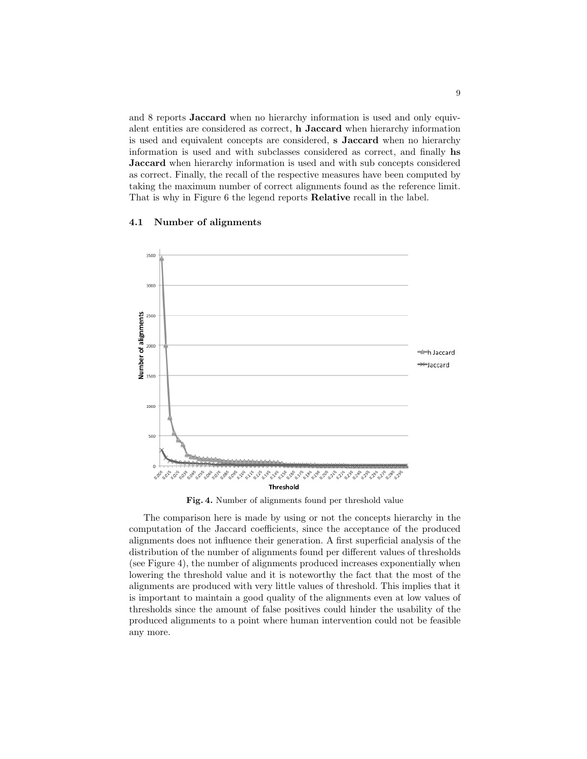and 8 reports **Jaccard** when no hierarchy information is used and only equivalent entities are considered as correct, **h Jaccard** when hierarchy information is used and equivalent concepts are considered, **s Jaccard** when no hierarchy information is used and with subclasses considered as correct, and finally **hs Jaccard** when hierarchy information is used and with sub concepts considered as correct. Finally, the recall of the respective measures have been computed by taking the maximum number of correct alignments found as the reference limit. That is why in Figure 6 the legend reports **Relative** recall in the label.

### 4.1 Number of alignments

**Fig. 4.** Number of alignments found per threshold value

The comparison here is made by using or not the concepts hierarchy in the computation of the Jaccard coefficients, since the acceptance of the produced alignments does not influence their generation. A first superficial analysis of the distribution of the number of alignments found per different values of thresholds (see Figure 4), the number of alignments produced increases exponentially when lowering the threshold value and it is noteworthy the fact that the most of the alignments are produced with very little values of threshold. This implies that it is important to maintain a good quality of the alignments even at low values of thresholds since the amount of false positives could hinder the usability of the produced alignments to a point where human intervention could not be feasible any more.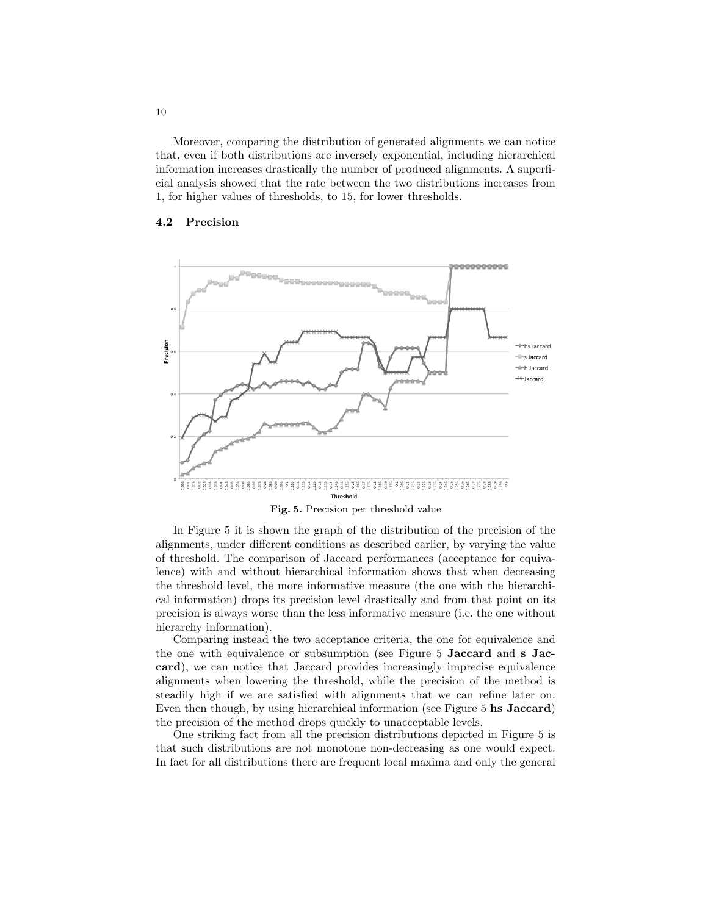Moreover, comparing the distribution of generated alignments we can notice that, even if both distributions are inversely exponential, including hierarchical information increases drastically the number of produced alignments. A superficial analysis showed that the rate between the two distributions increases from 1, for higher values of thresholds, to 15, for lower thresholds.

### 4.2 Precision

**Fig. 5.** Precision per threshold value

In Figure 5 it is shown the graph of the distribution of the precision of the alignments, under different conditions as described earlier, by varying the value of threshold. The comparison of Jaccard performances (acceptance for equivalence) with and without hierarchical information shows that when decreasing the threshold level, the more informative measure (the one with the hierarchical information) drops its precision level drastically and from that point on its precision is always worse than the less informative measure (i.e. the one without hierarchy information).

Comparing instead the two acceptance criteria, the one for equivalence and the one with equivalence or subsumption (see Figure 5 **Jaccard** and **s Jaccard**), we can notice that Jaccard provides increasingly imprecise equivalence alignments when lowering the threshold, while the precision of the method is steadily high if we are satisfied with alignments that we can refine later on. Even then though, by using hierarchical information (see Figure 5 **hs Jaccard**) the precision of the method drops quickly to unacceptable levels.

One striking fact from all the precision distributions depicted in Figure 5 is that such distributions are not monotone non-decreasing as one would expect. In fact for all distributions there are frequent local maxima and only the general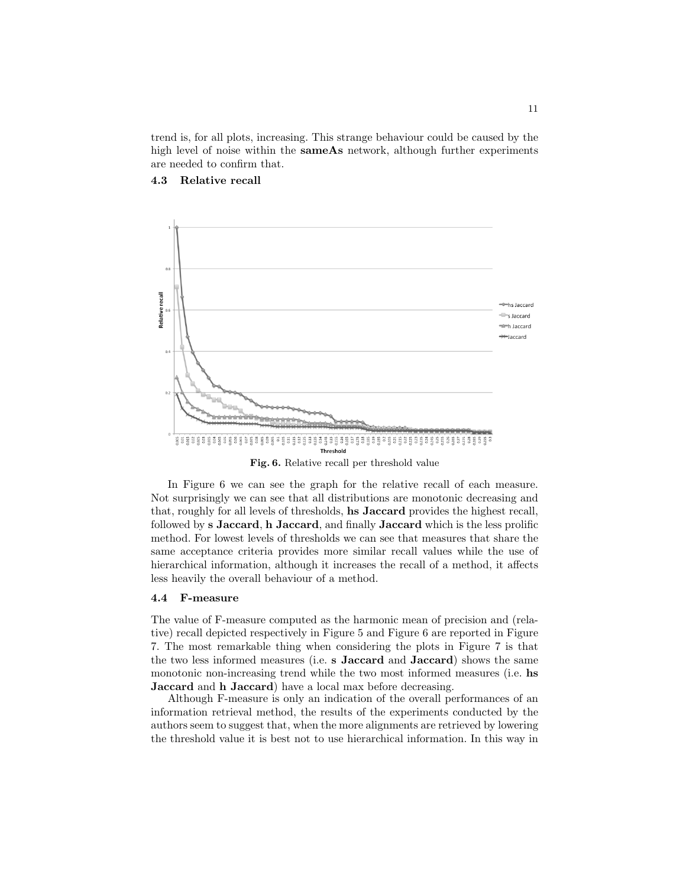trend is, for all plots, increasing. This strange behaviour could be caused by the high level of noise within the **sameAs** network, although further experiments are needed to confirm that.

### 4.3 Relative recall

**Fig. 6.** Relative recall per threshold value

In Figure 6 we can see the graph for the relative recall of each measure. Not surprisingly we can see that all distributions are monotonic decreasing and that, roughly for all levels of thresholds, **hs Jaccard** provides the highest recall, followed by **s Jaccard**, **h Jaccard**, and finally **Jaccard** which is the less prolific method. For lowest levels of thresholds we can see that measures that share the same acceptance criteria provides more similar recall values while the use of hierarchical information, although it increases the recall of a method, it affects less heavily the overall behaviour of a method.

### 4.4 F-measure

The value of F-measure computed as the harmonic mean of precision and (relative) recall depicted respectively in Figure 5 and Figure 6 are reported in Figure 7. The most remarkable thing when considering the plots in Figure 7 is that the two less informed measures (i.e. **s Jaccard** and **Jaccard**) shows the same monotonic non-increasing trend while the two most informed measures (i.e. **hs Jaccard** and **h Jaccard**) have a local max before decreasing.

Although F-measure is only an indication of the overall performances of an information retrieval method, the results of the experiments conducted by the authors seem to suggest that, when the more alignments are retrieved by lowering the threshold value it is best not to use hierarchical information. In this way in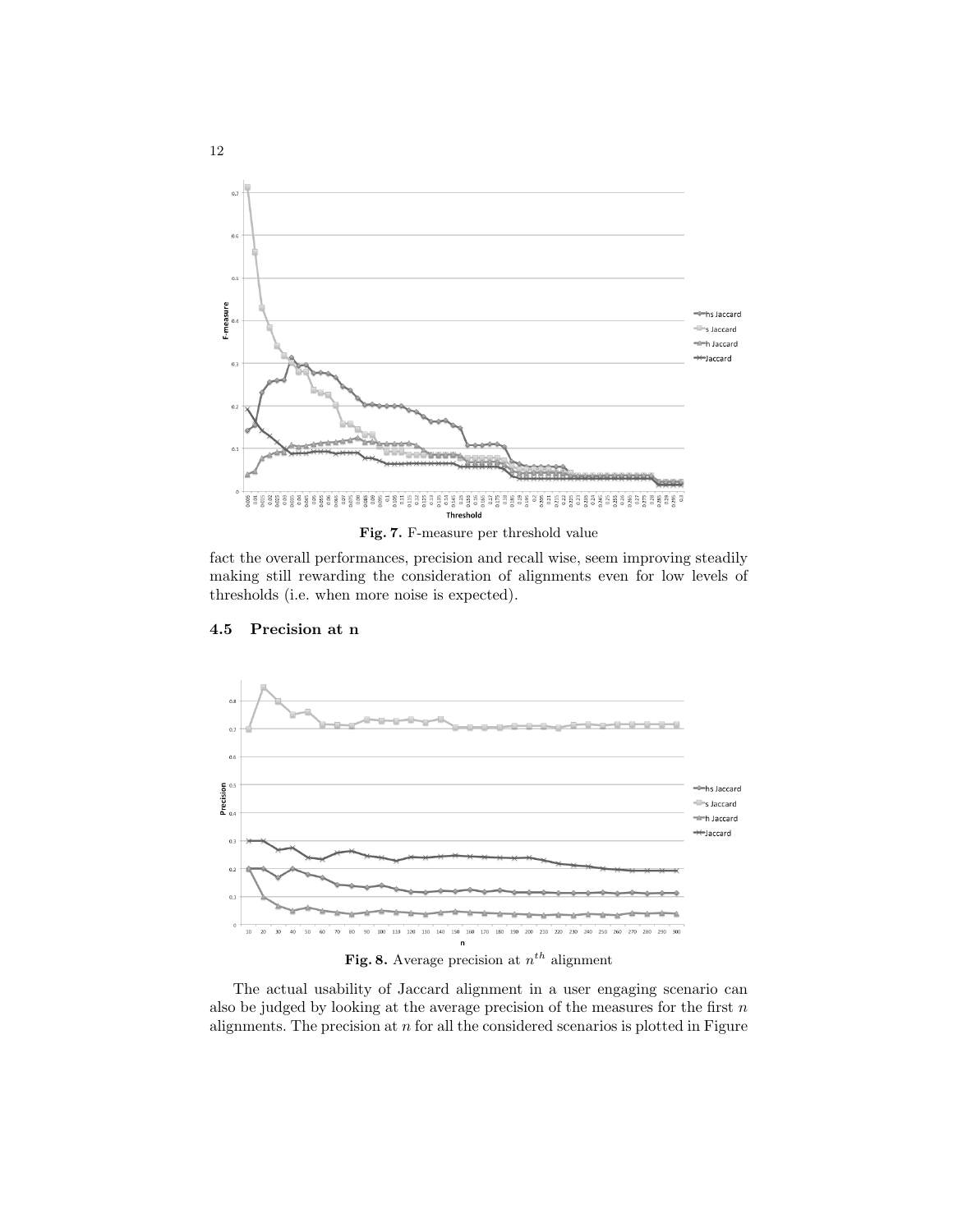**Fig. 7.** F-measure per threshold value

fact the overall performances, precision and recall wise, seem improving steadily making still rewarding the consideration of alignments even for low levels of thresholds (i.e. when more noise is expected).

### 4.5 Precision at n

**Fig. 8.** Average precision at $n^{th}$ alignment

The actual usability of Jaccard alignment in a user engaging scenario can also be judged by looking at the average precision of the measures for the first $n$ alignments. The precision at $n$ for all the considered scenarios is plotted in Figure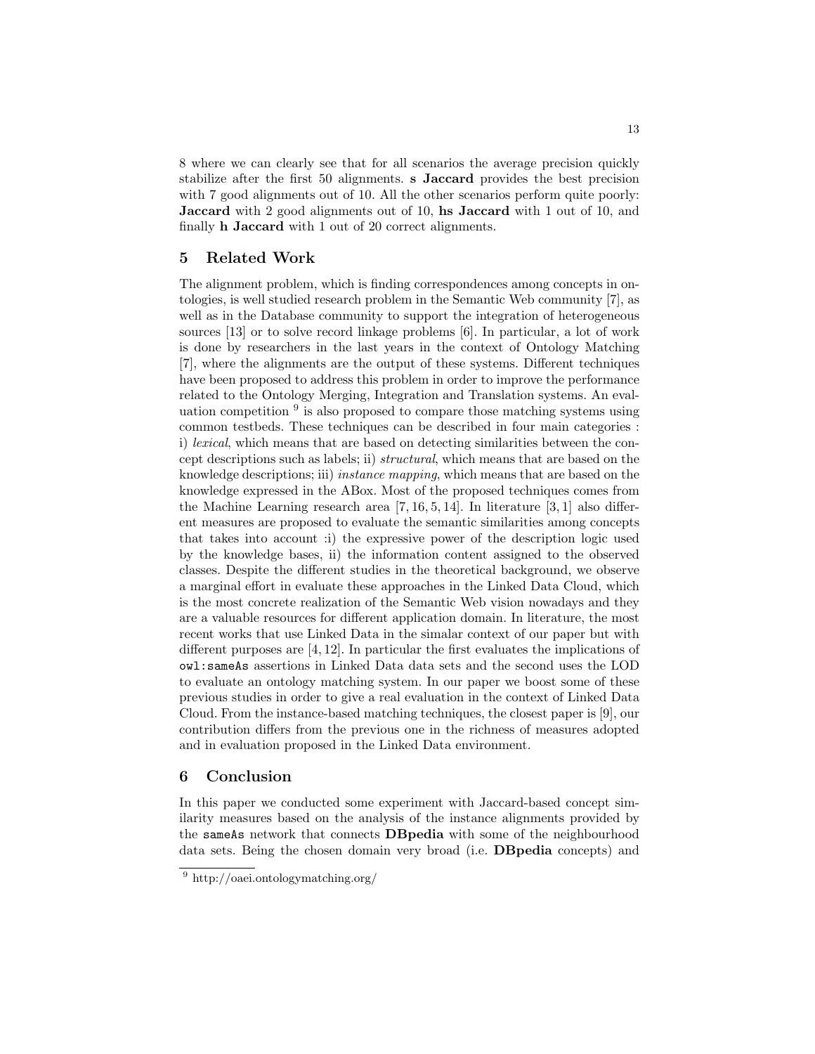8 where we can clearly see that for all scenarios the average precision quickly stabilize after the first 50 alignments. **s Jaccard** provides the best precision with 7 good alignments out of 10. All the other scenarios perform quite poorly: **Jaccard** with 2 good alignments out of 10, **hs Jaccard** with 1 out of 10, and finally **h Jaccard** with 1 out of 20 correct alignments.

## 5 Related Work

The alignment problem, which is finding correspondences among concepts in ontologies, is well studied research problem in the Semantic Web community [7], as well as in the Database community to support the integration of heterogeneous sources [13] or to solve record linkage problems [6]. In particular, a lot of work is done by researchers in the last years in the context of Ontology Matching [7], where the alignments are the output of these systems. Different techniques have been proposed to address this problem in order to improve the performance related to the Ontology Merging, Integration and Translation systems. An evaluation competition [9] is also proposed to compare those matching systems using common testbeds. These techniques can be described in four main categories : i) *lexical*, which means that are based on detecting similarities between the concept descriptions such as labels; ii) *structural*, which means that are based on the knowledge descriptions; iii) *instance mapping*, which means that are based on the knowledge expressed in the ABox. Most of the proposed techniques comes from the Machine Learning research area [7, 16, 5, 14]. In literature [3, 1] also different measures are proposed to evaluate the semantic similarities among concepts that takes into account :i) the expressive power of the description logic used by the knowledge bases, ii) the information content assigned to the observed classes. Despite the different studies in the theoretical background, we observe a marginal effort in evaluate these approaches in the Linked Data Cloud, which is the most concrete realization of the Semantic Web vision nowadays and they are a valuable resources for different application domain. In literature, the most recent works that use Linked Data in the simalar context of our paper but with different purposes are [4, 12]. In particular the first evaluates the implications of `owl:sameAs` assertions in Linked Data data sets and the second uses the LOD to evaluate an ontology matching system. In our paper we boost some of these previous studies in order to give a real evaluation in the context of Linked Data Cloud. From the instance-based matching techniques, the closest paper is [9], our contribution differs from the previous one in the richness of measures adopted and in evaluation proposed in the Linked Data environment.

## 6 Conclusion

In this paper we conducted some experiment with Jaccard-based concept similarity measures based on the analysis of the instance alignments provided by the `sameAs` network that connects **DBpedia** with some of the neighbourhood data sets. Being the chosen domain very broad (i.e. **DBpedia** concepts) and

[9] http://oaei.ontologymatching.org/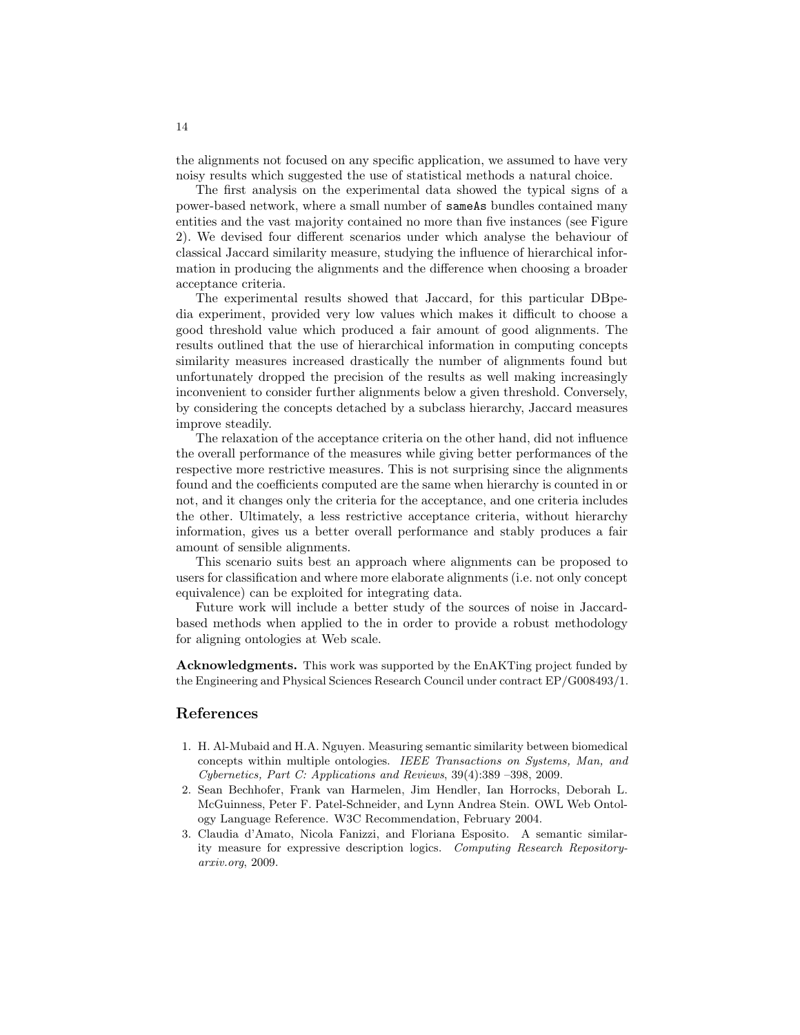the alignments not focused on any specific application, we assumed to have very noisy results which suggested the use of statistical methods a natural choice.

The first analysis on the experimental data showed the typical signs of a power-based network, where a small number of sameAs bundles contained many entities and the vast majority contained no more than five instances (see Figure 2). We devised four different scenarios under which analyse the behaviour of classical Jaccard similarity measure, studying the influence of hierarchical information in producing the alignments and the difference when choosing a broader acceptance criteria.

The experimental results showed that Jaccard, for this particular DBpedia experiment, provided very low values which makes it difficult to choose a good threshold value which produced a fair amount of good alignments. The results outlined that the use of hierarchical information in computing concepts similarity measures increased drastically the number of alignments found but unfortunately dropped the precision of the results as well making increasingly inconvenient to consider further alignments below a given threshold. Conversely, by considering the concepts detached by a subclass hierarchy, Jaccard measures improve steadily.

The relaxation of the acceptance criteria on the other hand, did not influence the overall performance of the measures while giving better performances of the respective more restrictive measures. This is not surprising since the alignments found and the coefficients computed are the same when hierarchy is counted in or not, and it changes only the criteria for the acceptance, and one criteria includes the other. Ultimately, a less restrictive acceptance criteria, without hierarchy information, gives us a better overall performance and stably produces a fair amount of sensible alignments.

This scenario suits best an approach where alignments can be proposed to users for classification and where more elaborate alignments (i.e. not only concept equivalence) can be exploited for integrating data.

Future work will include a better study of the sources of noise in Jaccard-based methods when applied to the in order to provide a robust methodology for aligning ontologies at Web scale.

**Acknowledgments.** This work was supported by the EnAKTing project funded by the Engineering and Physical Sciences Research Council under contract EP/G008493/1.

## References

1. H. Al-Mubaid and H.A. Nguyen. Measuring semantic similarity between biomedical concepts within multiple ontologies. *IEEE Transactions on Systems, Man, and Cybernetics, Part C: Applications and Reviews*, 39(4):389 –398, 2009.
2. Sean Bechhofer, Frank van Harmelen, Jim Hendler, Ian Horrocks, Deborah L. McGuinness, Peter F. Patel-Schneider, and Lynn Andrea Stein. OWL Web Ontology Language Reference. W3C Recommendation, February 2004.
3. Claudia d'Amato, Nicola Fanizzi, and Floriana Esposito. A semantic similarity measure for expressive description logics. *Computing Research Repository-arxiv.org*, 2009.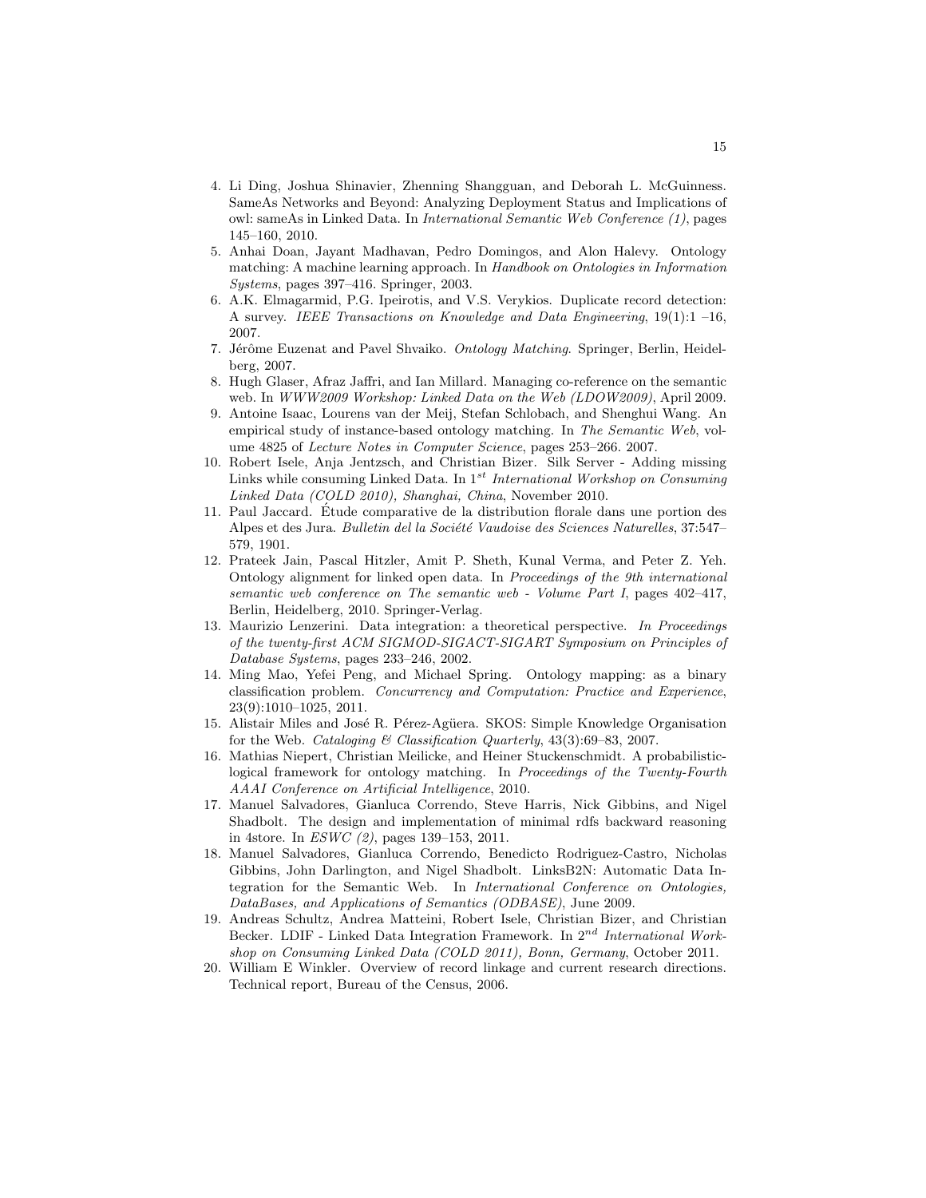4. Li Ding, Joshua Shinavier, Zhenning Shangguan, and Deborah L. McGuinness. SameAs Networks and Beyond: Analyzing Deployment Status and Implications of owl: sameAs in Linked Data. In *International Semantic Web Conference (1)*, pages 145–160, 2010.
5. Anhai Doan, Jayant Madhavan, Pedro Domingos, and Alon Halevy. Ontology matching: A machine learning approach. In *Handbook on Ontologies in Information Systems*, pages 397–416. Springer, 2003.
6. A.K. Elmagarmid, P.G. Ipeirotis, and V.S. Verykios. Duplicate record detection: A survey. *IEEE Transactions on Knowledge and Data Engineering*, 19(1):1 –16, 2007.
7. Jérôme Euzenat and Pavel Shvaiko. *Ontology Matching*. Springer, Berlin, Heidelberg, 2007.
8. Hugh Glaser, Afraz Jaffri, and Ian Millard. Managing co-reference on the semantic web. In *WWW2009 Workshop: Linked Data on the Web (LDOW2009)*, April 2009.
9. Antoine Isaac, Lourens van der Meij, Stefan Schlobach, and Shenghui Wang. An empirical study of instance-based ontology matching. In *The Semantic Web*, volume 4825 of *Lecture Notes in Computer Science*, pages 253–266. 2007.
10. Robert Isele, Anja Jentzsch, and Christian Bizer. Silk Server - Adding missing Links while consuming Linked Data. In *1st International Workshop on Consuming Linked Data (COLD 2010), Shanghai, China*, November 2010.
11. Paul Jaccard. Étude comparative de la distribution florale dans une portion des Alpes et des Jura. *Bulletin del la Société Vaudoise des Sciences Naturelles*, 37:547–579, 1901.
12. Prateek Jain, Pascal Hitzler, Amit P. Sheth, Kunal Verma, and Peter Z. Yeh. Ontology alignment for linked open data. In *Proceedings of the 9th international semantic web conference on The semantic web - Volume Part I*, pages 402–417, Berlin, Heidelberg, 2010. Springer-Verlag.
13. Maurizio Lenzerini. Data integration: a theoretical perspective. *In Proceedings of the twenty-first ACM SIGMOD-SIGACT-SIGART Symposium on Principles of Database Systems*, pages 233–246, 2002.
14. Ming Mao, Yefei Peng, and Michael Spring. Ontology mapping: as a binary classification problem. *Concurrency and Computation: Practice and Experience*, 23(9):1010–1025, 2011.
15. Alistair Miles and José R. Pérez-Agüera. SKOS: Simple Knowledge Organisation for the Web. *Cataloging & Classification Quarterly*, 43(3):69–83, 2007.
16. Mathias Niepert, Christian Meilicke, and Heiner Stuckenschmidt. A probabilistic-logical framework for ontology matching. In *Proceedings of the Twenty-Fourth AAAI Conference on Artificial Intelligence*, 2010.
17. Manuel Salvadores, Gianluca Correndo, Steve Harris, Nick Gibbins, and Nigel Shadbolt. The design and implementation of minimal rdfs backward reasoning in 4store. In *ESWC (2)*, pages 139–153, 2011.
18. Manuel Salvadores, Gianluca Correndo, Benedicto Rodriguez-Castro, Nicholas Gibbins, John Darlington, and Nigel Shadbolt. LinksB2N: Automatic Data Integration for the Semantic Web. In *International Conference on Ontologies, DataBases, and Applications of Semantics (ODBASE)*, June 2009.
19. Andreas Schultz, Andrea Matteini, Robert Isele, Christian Bizer, and Christian Becker. LDIF - Linked Data Integration Framework. In *2nd International Workshop on Consuming Linked Data (COLD 2011), Bonn, Germany*, October 2011.
20. William E Winkler. Overview of record linkage and current research directions. Technical report, Bureau of the Census, 2006.